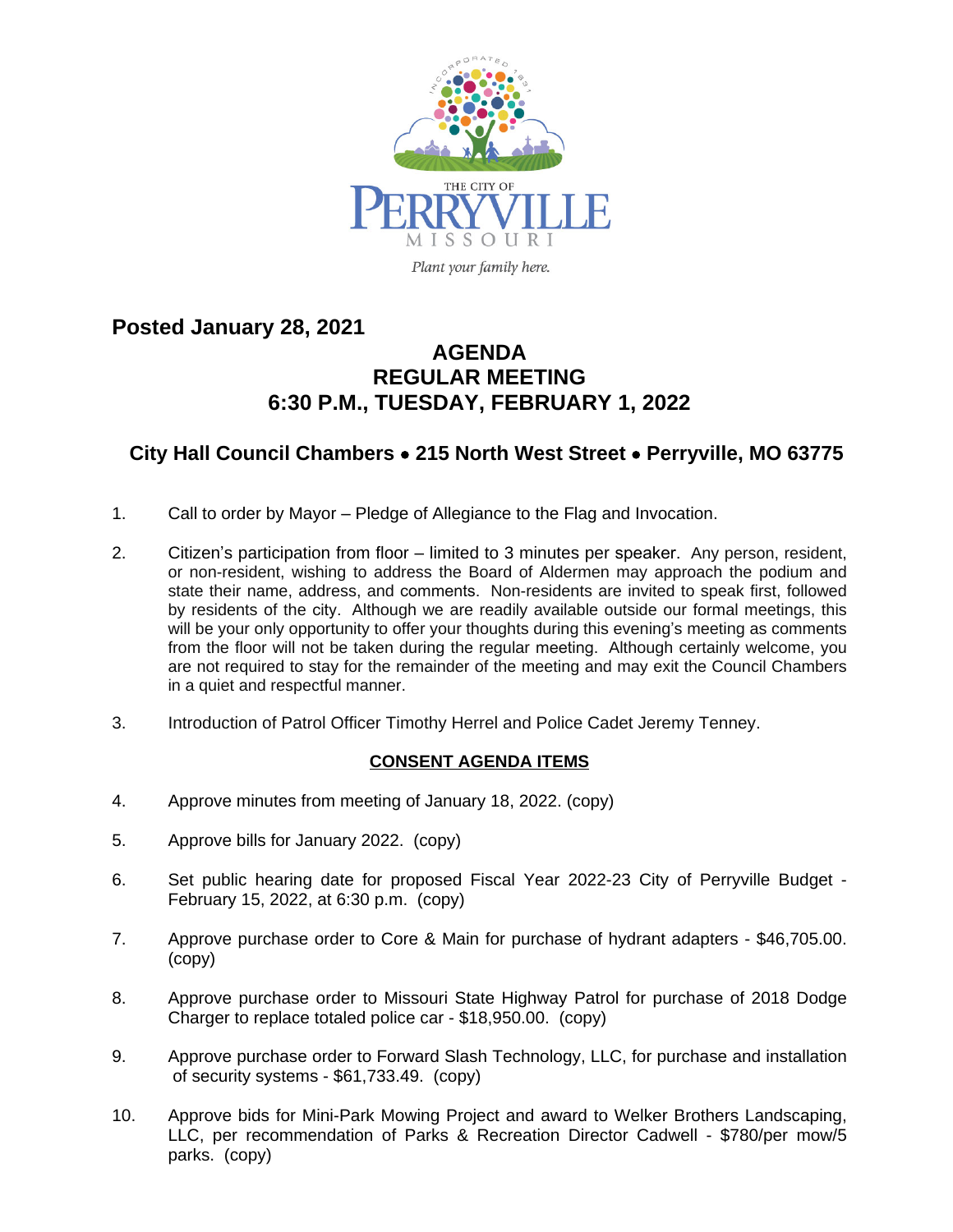THE CITY OF
PERRYVILLE
MISSOURI

*Plant your family here.*

**Posted January 28, 2021**

# AGENDA
# REGULAR MEETING
# 6:30 P.M., TUESDAY, FEBRUARY 1, 2022

## City Hall Council Chambers • 215 North West Street • Perryville, MO 63775

1. Call to order by Mayor – Pledge of Allegiance to the Flag and Invocation.

2. Citizen's participation from floor – limited to 3 minutes per speaker. Any person, resident, or non-resident, wishing to address the Board of Aldermen may approach the podium and state their name, address, and comments. Non-residents are invited to speak first, followed by residents of the city. Although we are readily available outside our formal meetings, this will be your only opportunity to offer your thoughts during this evening's meeting as comments from the floor will not be taken during the regular meeting. Although certainly welcome, you are not required to stay for the remainder of the meeting and may exit the Council Chambers in a quiet and respectful manner.

3. Introduction of Patrol Officer Timothy Herrel and Police Cadet Jeremy Tenney.

**CONSENT AGENDA ITEMS**

4. Approve minutes from meeting of January 18, 2022. (copy)

5. Approve bills for January 2022. (copy)

6. Set public hearing date for proposed Fiscal Year 2022-23 City of Perryville Budget - February 15, 2022, at 6:30 p.m. (copy)

7. Approve purchase order to Core & Main for purchase of hydrant adapters - $46,705.00. (copy)

8. Approve purchase order to Missouri State Highway Patrol for purchase of 2018 Dodge Charger to replace totaled police car - $18,950.00. (copy)

9. Approve purchase order to Forward Slash Technology, LLC, for purchase and installation of security systems - $61,733.49. (copy)

10. Approve bids for Mini-Park Mowing Project and award to Welker Brothers Landscaping, LLC, per recommendation of Parks & Recreation Director Cadwell - $780/per mow/5 parks. (copy)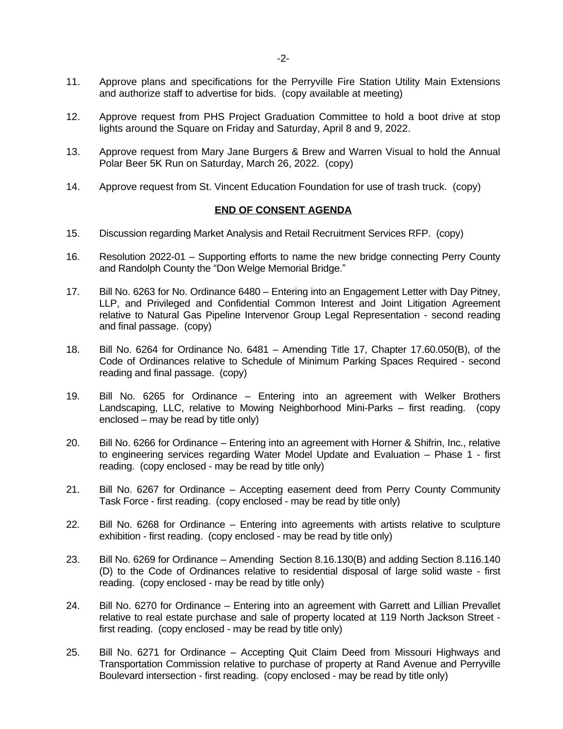11. Approve plans and specifications for the Perryville Fire Station Utility Main Extensions and authorize staff to advertise for bids. (copy available at meeting)

12. Approve request from PHS Project Graduation Committee to hold a boot drive at stop lights around the Square on Friday and Saturday, April 8 and 9, 2022.

13. Approve request from Mary Jane Burgers & Brew and Warren Visual to hold the Annual Polar Beer 5K Run on Saturday, March 26, 2022. (copy)

14. Approve request from St. Vincent Education Foundation for use of trash truck. (copy)

**END OF CONSENT AGENDA**

15. Discussion regarding Market Analysis and Retail Recruitment Services RFP. (copy)

16. Resolution 2022-01 – Supporting efforts to name the new bridge connecting Perry County and Randolph County the "Don Welge Memorial Bridge."

17. Bill No. 6263 for No. Ordinance 6480 – Entering into an Engagement Letter with Day Pitney, LLP, and Privileged and Confidential Common Interest and Joint Litigation Agreement relative to Natural Gas Pipeline Intervenor Group Legal Representation - second reading and final passage. (copy)

18. Bill No. 6264 for Ordinance No. 6481 – Amending Title 17, Chapter 17.60.050(B), of the Code of Ordinances relative to Schedule of Minimum Parking Spaces Required - second reading and final passage. (copy)

19. Bill No. 6265 for Ordinance – Entering into an agreement with Welker Brothers Landscaping, LLC, relative to Mowing Neighborhood Mini-Parks – first reading. (copy enclosed – may be read by title only)

20. Bill No. 6266 for Ordinance – Entering into an agreement with Horner & Shifrin, Inc., relative to engineering services regarding Water Model Update and Evaluation – Phase 1 - first reading. (copy enclosed - may be read by title only)

21. Bill No. 6267 for Ordinance – Accepting easement deed from Perry County Community Task Force - first reading. (copy enclosed - may be read by title only)

22. Bill No. 6268 for Ordinance – Entering into agreements with artists relative to sculpture exhibition - first reading. (copy enclosed - may be read by title only)

23. Bill No. 6269 for Ordinance – Amending Section 8.16.130(B) and adding Section 8.116.140 (D) to the Code of Ordinances relative to residential disposal of large solid waste - first reading. (copy enclosed - may be read by title only)

24. Bill No. 6270 for Ordinance – Entering into an agreement with Garrett and Lillian Prevallet relative to real estate purchase and sale of property located at 119 North Jackson Street - first reading. (copy enclosed - may be read by title only)

25. Bill No. 6271 for Ordinance – Accepting Quit Claim Deed from Missouri Highways and Transportation Commission relative to purchase of property at Rand Avenue and Perryville Boulevard intersection - first reading. (copy enclosed - may be read by title only)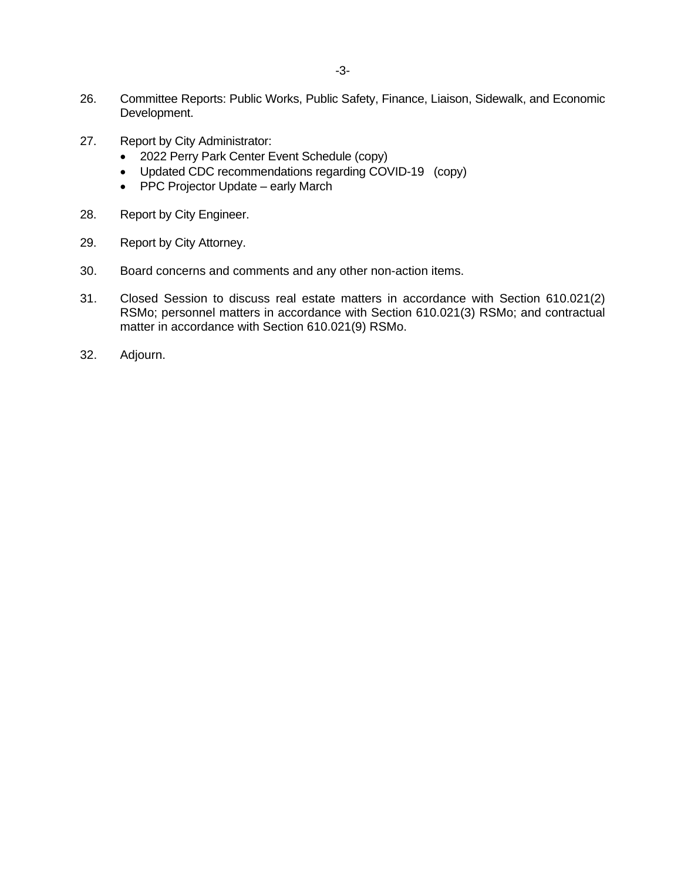26. Committee Reports: Public Works, Public Safety, Finance, Liaison, Sidewalk, and Economic Development.

27. Report by City Administrator:
    - 2022 Perry Park Center Event Schedule (copy)
    - Updated CDC recommendations regarding COVID-19 (copy)
    - PPC Projector Update – early March

28. Report by City Engineer.

29. Report by City Attorney.

30. Board concerns and comments and any other non-action items.

31. Closed Session to discuss real estate matters in accordance with Section 610.021(2) RSMo; personnel matters in accordance with Section 610.021(3) RSMo; and contractual matter in accordance with Section 610.021(9) RSMo.

32. Adjourn.